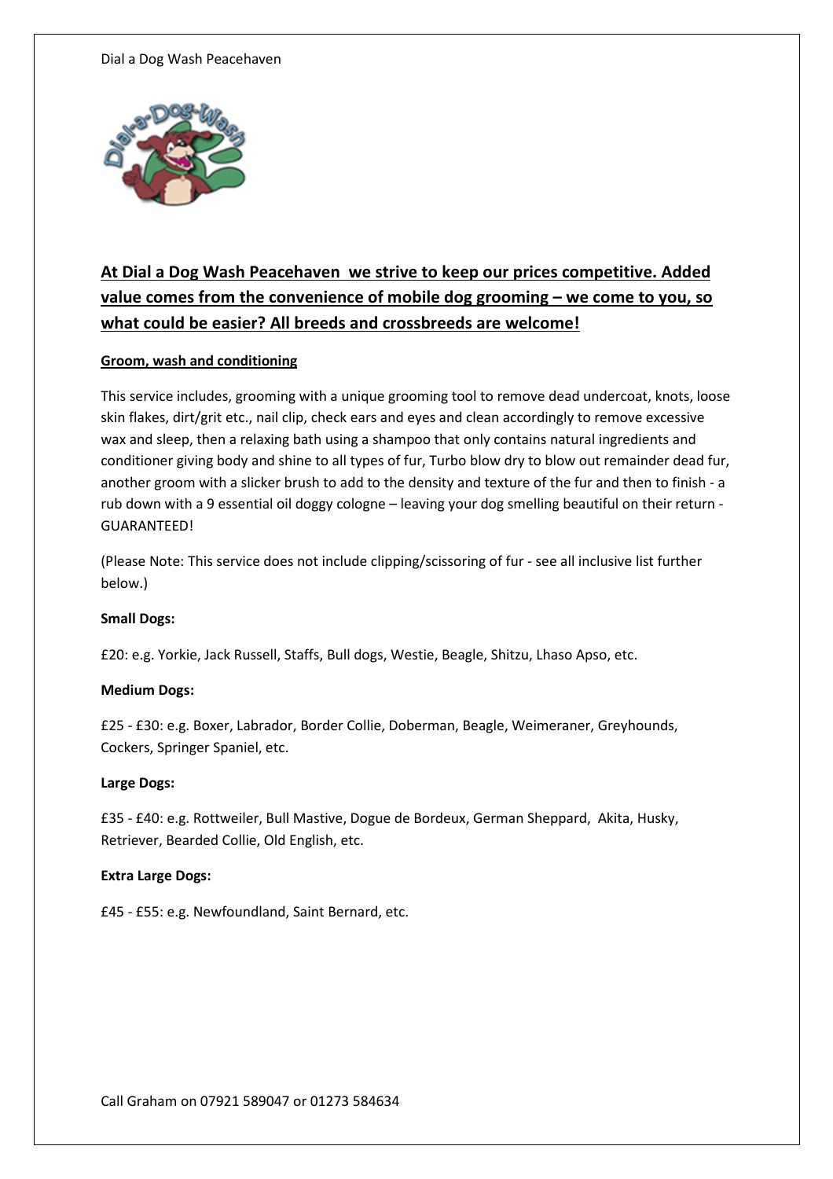## At Dial a Dog Wash Peacehaven we strive to keep our prices competitive. Added value comes from the convenience of mobile dog grooming – we come to you, so what could be easier? All breeds and crossbreeds are welcome!

### Groom, wash and conditioning

This service includes, grooming with a unique grooming tool to remove dead undercoat, knots, loose skin flakes, dirt/grit etc., nail clip, check ears and eyes and clean accordingly to remove excessive wax and sleep, then a relaxing bath using a shampoo that only contains natural ingredients and conditioner giving body and shine to all types of fur, Turbo blow dry to blow out remainder dead fur, another groom with a slicker brush to add to the density and texture of the fur and then to finish - a rub down with a 9 essential oil doggy cologne – leaving your dog smelling beautiful on their return - GUARANTEED!

(Please Note: This service does not include clipping/scissoring of fur - see all inclusive list further below.)

**Small Dogs:**

£20: e.g. Yorkie, Jack Russell, Staffs, Bull dogs, Westie, Beagle, Shitzu, Lhaso Apso, etc.

**Medium Dogs:**

£25 - £30: e.g. Boxer, Labrador, Border Collie, Doberman, Beagle, Weimeraner, Greyhounds, Cockers, Springer Spaniel, etc.

**Large Dogs:**

£35 - £40: e.g. Rottweiler, Bull Mastive, Dogue de Bordeux, German Sheppard, Akita, Husky, Retriever, Bearded Collie, Old English, etc.

**Extra Large Dogs:**

£45 - £55: e.g. Newfoundland, Saint Bernard, etc.

Call Graham on 07921 589047 or 01273 584634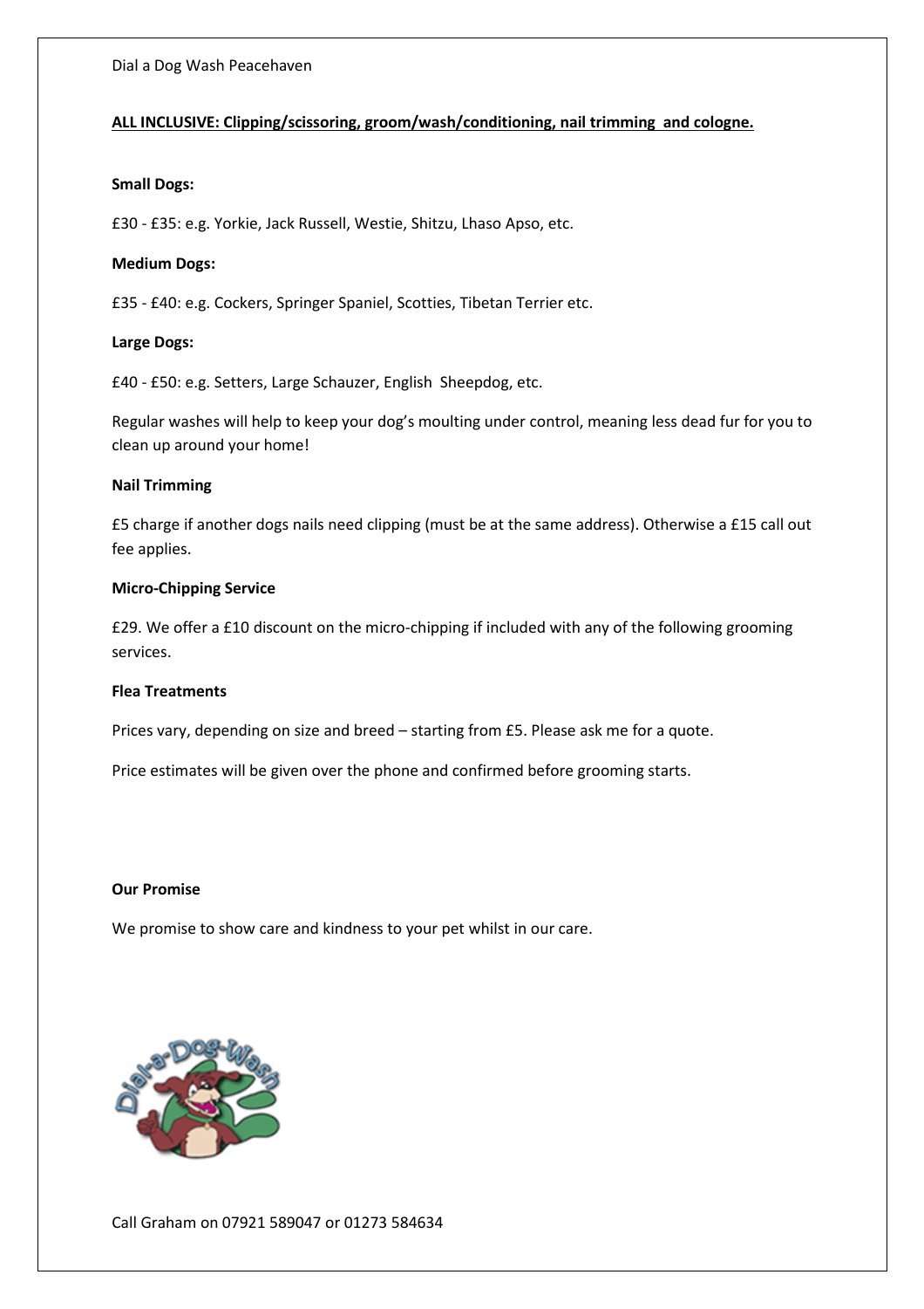Dial a Dog Wash Peacehaven

**ALL INCLUSIVE: Clipping/scissoring, groom/wash/conditioning, nail trimming and cologne.**

**Small Dogs:**

£30 - £35: e.g. Yorkie, Jack Russell, Westie, Shitzu, Lhaso Apso, etc.

**Medium Dogs:**

£35 - £40: e.g. Cockers, Springer Spaniel, Scotties, Tibetan Terrier etc.

**Large Dogs:**

£40 - £50: e.g. Setters, Large Schauzer, English Sheepdog, etc.

Regular washes will help to keep your dog's moulting under control, meaning less dead fur for you to clean up around your home!

**Nail Trimming**

£5 charge if another dogs nails need clipping (must be at the same address). Otherwise a £15 call out fee applies.

**Micro-Chipping Service**

£29. We offer a £10 discount on the micro-chipping if included with any of the following grooming services.

**Flea Treatments**

Prices vary, depending on size and breed – starting from £5. Please ask me for a quote.

Price estimates will be given over the phone and confirmed before grooming starts.

**Our Promise**

We promise to show care and kindness to your pet whilst in our care.

Call Graham on 07921 589047 or 01273 584634